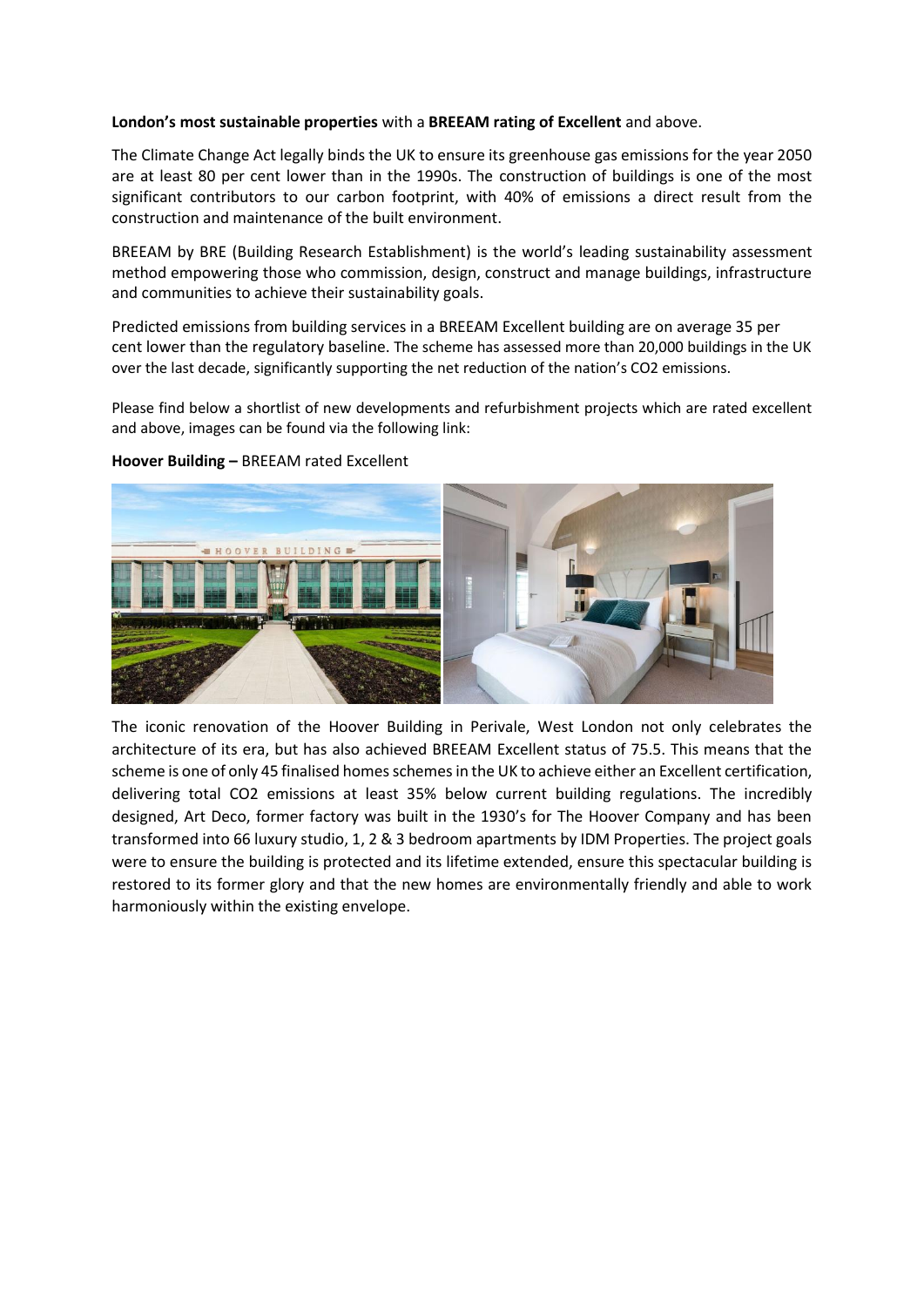**London's most sustainable properties** with a **BREEAM rating of Excellent** and above.

The Climate Change Act legally binds the UK to ensure its greenhouse gas emissions for the year 2050 are at least 80 per cent lower than in the 1990s. The construction of buildings is one of the most significant contributors to our carbon footprint, with 40% of emissions a direct result from the construction and maintenance of the built environment.

BREEAM by BRE (Building Research Establishment) is the world's leading sustainability assessment method empowering those who commission, design, construct and manage buildings, infrastructure and communities to achieve their sustainability goals.

Predicted emissions from building services in a BREEAM Excellent building are on average 35 per cent lower than the regulatory baseline. The scheme has assessed more than 20,000 buildings in the UK over the last decade, significantly supporting the net reduction of the nation's $CO_2$ emissions.

Please find below a shortlist of new developments and refurbishment projects which are rated excellent and above, images can be found via the following link:

**Hoover Building –** BREEAM rated Excellent

The iconic renovation of the Hoover Building in Perivale, West London not only celebrates the architecture of its era, but has also achieved BREEAM Excellent status of 75.5. This means that the scheme is one of only 45 finalised homes schemes in the UK to achieve either an Excellent certification, delivering total $CO_2$ emissions at least 35% below current building regulations. The incredibly designed, Art Deco, former factory was built in the 1930's for The Hoover Company and has been transformed into 66 luxury studio, 1, 2 & 3 bedroom apartments by IDM Properties. The project goals were to ensure the building is protected and its lifetime extended, ensure this spectacular building is restored to its former glory and that the new homes are environmentally friendly and able to work harmoniously within the existing envelope.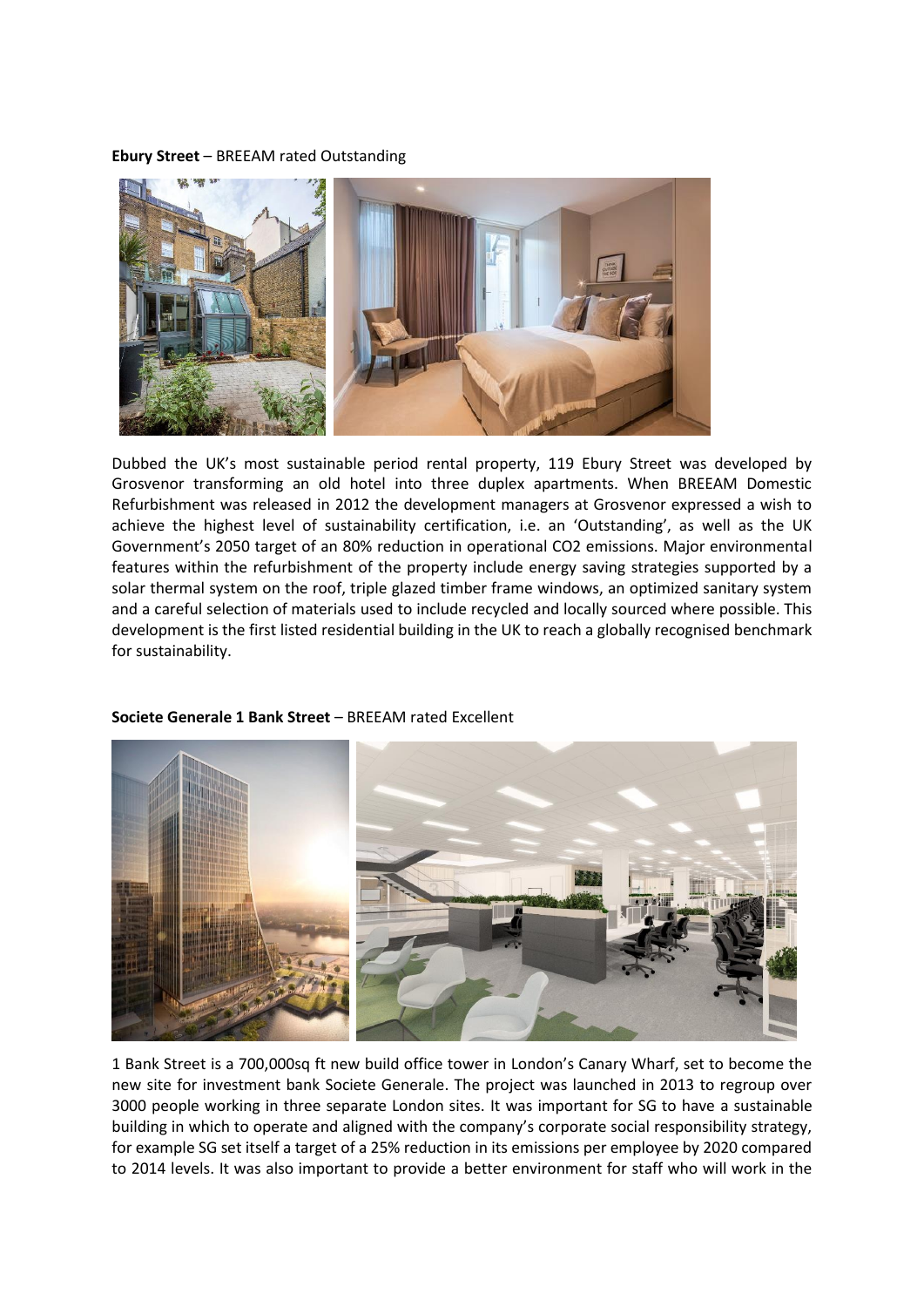**Ebury Street** – BREEAM rated Outstanding

Dubbed the UK's most sustainable period rental property, 119 Ebury Street was developed by Grosvenor transforming an old hotel into three duplex apartments. When BREEAM Domestic Refurbishment was released in 2012 the development managers at Grosvenor expressed a wish to achieve the highest level of sustainability certification, i.e. an 'Outstanding', as well as the UK Government's 2050 target of an 80% reduction in operational $CO_2$ emissions. Major environmental features within the refurbishment of the property include energy saving strategies supported by a solar thermal system on the roof, triple glazed timber frame windows, an optimized sanitary system and a careful selection of materials used to include recycled and locally sourced where possible. This development is the first listed residential building in the UK to reach a globally recognised benchmark for sustainability.

**Societe Generale 1 Bank Street** – BREEAM rated Excellent

1 Bank Street is a 700,000sq ft new build office tower in London's Canary Wharf, set to become the new site for investment bank Societe Generale. The project was launched in 2013 to regroup over 3000 people working in three separate London sites. It was important for SG to have a sustainable building in which to operate and aligned with the company's corporate social responsibility strategy, for example SG set itself a target of a 25% reduction in its emissions per employee by 2020 compared to 2014 levels. It was also important to provide a better environment for staff who will work in the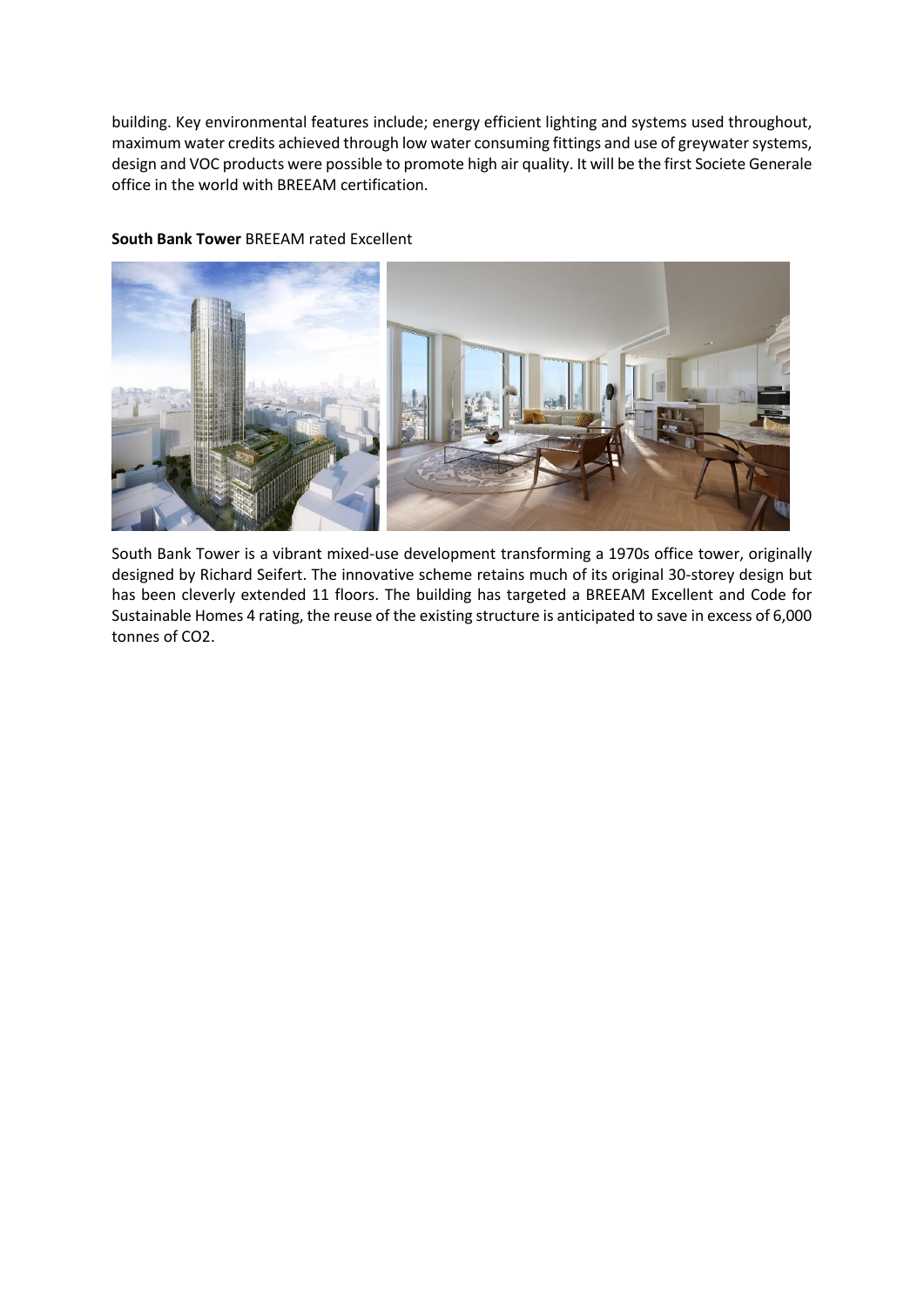building. Key environmental features include; energy efficient lighting and systems used throughout, maximum water credits achieved through low water consuming fittings and use of greywater systems, design and VOC products were possible to promote high air quality. It will be the first Societe Generale office in the world with BREEAM certification.

**South Bank Tower** BREEAM rated Excellent

South Bank Tower is a vibrant mixed-use development transforming a 1970s office tower, originally designed by Richard Seifert. The innovative scheme retains much of its original 30-storey design but has been cleverly extended 11 floors. The building has targeted a BREEAM Excellent and Code for Sustainable Homes 4 rating, the reuse of the existing structure is anticipated to save in excess of 6,000 tonnes of $CO_2$.